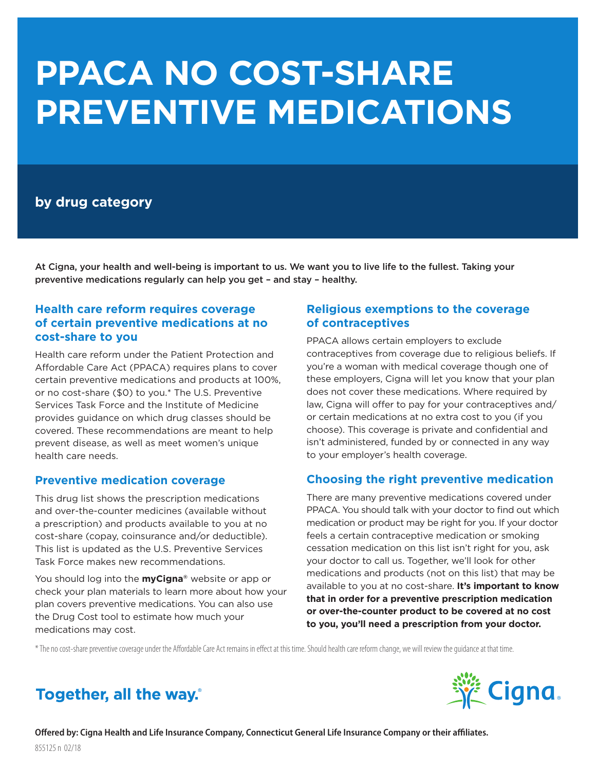# PPACA NO COST-SHARE PREVENTIVE MEDICATIONS

## by drug category

**At Cigna, your health and well-being is important to us. We want you to live life to the fullest. Taking your preventive medications regularly can help you get – and stay – healthy.**

### Health care reform requires coverage of certain preventive medications at no cost-share to you

Health care reform under the Patient Protection and Affordable Care Act (PPACA) requires plans to cover certain preventive medications and products at 100%, or no cost-share ($0) to you.* The U.S. Preventive Services Task Force and the Institute of Medicine provides guidance on which drug classes should be covered. These recommendations are meant to help prevent disease, as well as meet women's unique health care needs.

### Preventive medication coverage

This drug list shows the prescription medications and over-the-counter medicines (available without a prescription) and products available to you at no cost-share (copay, coinsurance and/or deductible). This list is updated as the U.S. Preventive Services Task Force makes new recommendations.

You should log into the **myCigna**® website or app or check your plan materials to learn more about how your plan covers preventive medications. You can also use the Drug Cost tool to estimate how much your medications may cost.

### Religious exemptions to the coverage of contraceptives

PPACA allows certain employers to exclude contraceptives from coverage due to religious beliefs. If you're a woman with medical coverage though one of these employers, Cigna will let you know that your plan does not cover these medications. Where required by law, Cigna will offer to pay for your contraceptives and/or certain medications at no extra cost to you (if you choose). This coverage is private and confidential and isn't administered, funded by or connected in any way to your employer's health coverage.

### Choosing the right preventive medication

There are many preventive medications covered under PPACA. You should talk with your doctor to find out which medication or product may be right for you. If your doctor feels a certain contraceptive medication or smoking cessation medication on this list isn't right for you, ask your doctor to call us. Together, we'll look for other medications and products (not on this list) that may be available to you at no cost-share. **It's important to know that in order for a preventive prescription medication or over-the-counter product to be covered at no cost to you, you'll need a prescription from your doctor.**

* The no cost-share preventive coverage under the Affordable Care Act remains in effect at this time. Should health care reform change, we will review the guidance at that time.

**Together, all the way.**®

Cigna.

**Offered by: Cigna Health and Life Insurance Company, Connecticut General Life Insurance Company or their affiliates.**

855125 n 02/18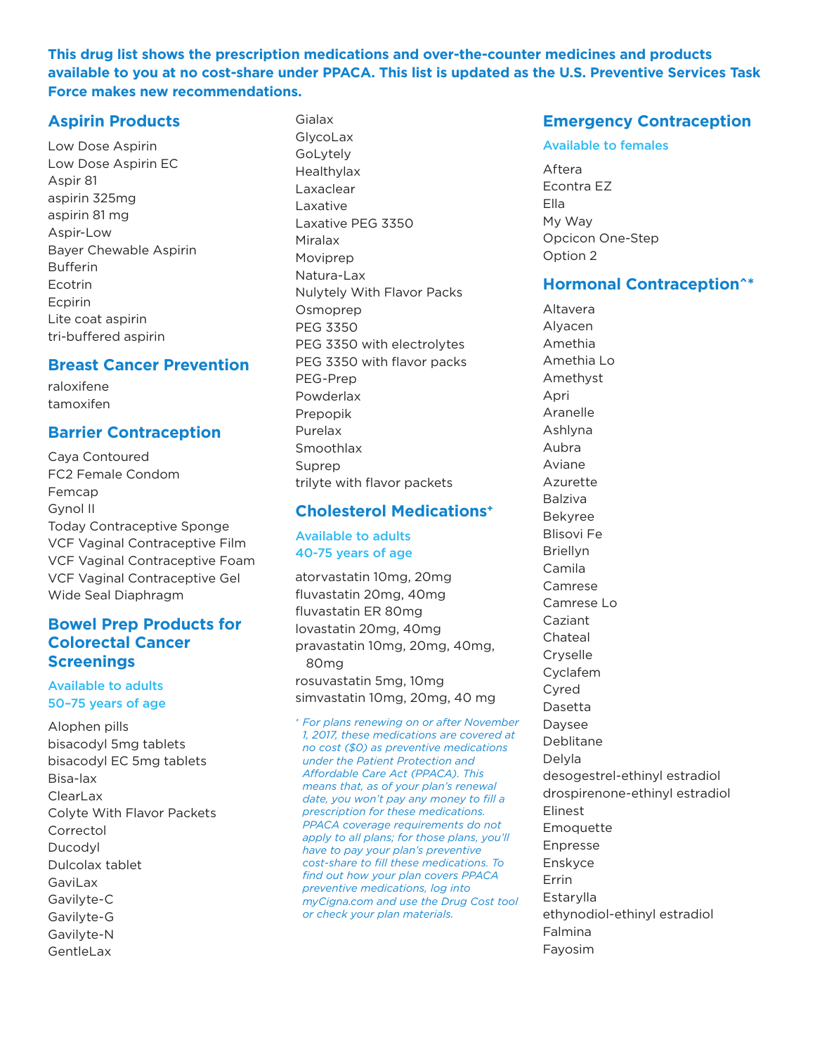**This drug list shows the prescription medications and over-the-counter medicines and products available to you at no cost-share under PPACA. This list is updated as the U.S. Preventive Services Task Force makes new recommendations.**

## Aspirin Products

Low Dose Aspirin
Low Dose Aspirin EC
Aspir 81
aspirin 325mg
aspirin 81 mg
Aspir-Low
Bayer Chewable Aspirin
Bufferin
Ecotrin
Ecpirin
Lite coat aspirin
tri-buffered aspirin

## Breast Cancer Prevention

raloxifene
tamoxifen

## Barrier Contraception

Caya Contoured
FC2 Female Condom
Femcap
Gynol II
Today Contraceptive Sponge
VCF Vaginal Contraceptive Film
VCF Vaginal Contraceptive Foam
VCF Vaginal Contraceptive Gel
Wide Seal Diaphragm

## Bowel Prep Products for Colorectal Cancer Screenings

### Available to adults 50–75 years of age

Alophen pills
bisacodyl 5mg tablets
bisacodyl EC 5mg tablets
Bisa-lax
ClearLax
Colyte With Flavor Packets
Correctol
Ducodyl
Dulcolax tablet
GaviLax
Gavilyte-C
Gavilyte-G
Gavilyte-N
GentleLax
Gialax
GlycoLax
GoLytely
Healthylax
Laxaclear
Laxative
Laxative PEG 3350
Miralax
Moviprep
Natura-Lax
Nulytely With Flavor Packs
Osmoprep
PEG 3350
PEG 3350 with electrolytes
PEG 3350 with flavor packs
PEG-Prep
Powderlax
Prepopik
Purelax
Smoothlax
Suprep
trilyte with flavor packets

## Cholesterol Medications+

### Available to adults 40-75 years of age

atorvastatin 10mg, 20mg
fluvastatin 20mg, 40mg
fluvastatin ER 80mg
lovastatin 20mg, 40mg
pravastatin 10mg, 20mg, 40mg, 80mg
rosuvastatin 5mg, 10mg
simvastatin 10mg, 20mg, 40 mg

*+ For plans renewing on or after November 1, 2017, these medications are covered at no cost ($0) as preventive medications under the Patient Protection and Affordable Care Act (PPACA). This means that, as of your plan's renewal date, you won't pay any money to fill a prescription for these medications. PPACA coverage requirements do not apply to all plans; for those plans, you'll have to pay your plan's preventive cost-share to fill these medications. To find out how your plan covers PPACA preventive medications, log into myCigna.com and use the Drug Cost tool or check your plan materials.*

## Emergency Contraception

### Available to females

Aftera
Econtra EZ
Ella
My Way
Opcicon One-Step
Option 2

## Hormonal Contraception^*

Altavera
Alyacen
Amethia
Amethia Lo
Amethyst
Apri
Aranelle
Ashlyna
Aubra
Aviane
Azurette
Balziva
Bekyree
Blisovi Fe
Briellyn
Camila
Camrese
Camrese Lo
Caziant
Chateal
Cryselle
Cyclafem
Cyred
Dasetta
Daysee
Deblitane
Delyla
desogestrel-ethinyl estradiol
drospirenone-ethinyl estradiol
Elinest
Emoquette
Enpresse
Enskyce
Errin
Estarylla
ethynodiol-ethinyl estradiol
Falmina
Fayosim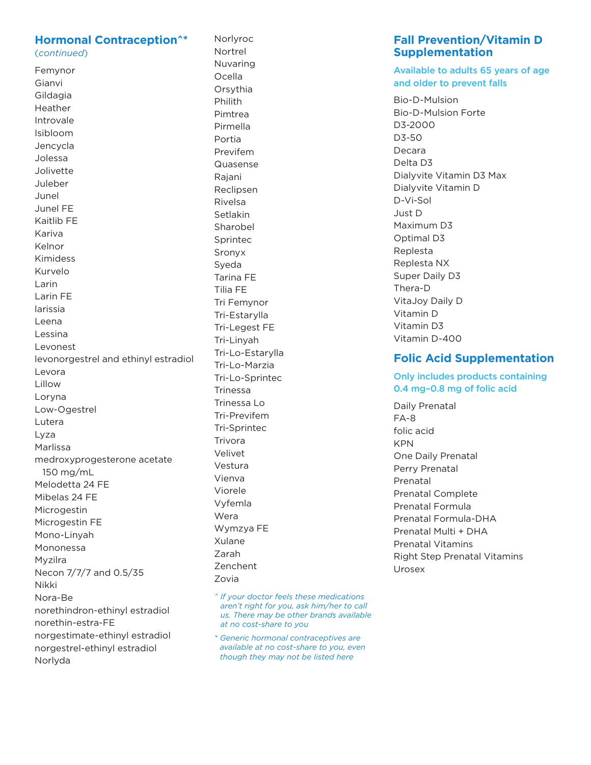## Hormonal Contraception^*

*(continued)*

Femynor
Gianvi
Gildagia
Heather
Introvale
Isibloom
Jencycla
Jolessa
Jolivette
Juleber
Junel
Junel FE
Kaitlib FE
Kariva
Kelnor
Kimidess
Kurvelo
Larin
Larin FE
larissia
Leena
Lessina
Levonest
levonorgestrel and ethinyl estradiol
Levora
Lillow
Loryna
Low-Ogestrel
Lutera
Lyza
Marlissa
medroxyprogesterone acetate 150 mg/mL
Melodetta 24 FE
Mibelas 24 FE
Microgestin
Microgestin FE
Mono-Linyah
Mononessa
Myzilra
Necon 7/7/7 and 0.5/35
Nikki
Nora-Be
norethindron-ethinyl estradiol
norethin-estra-FE
norgestimate-ethinyl estradiol
norgestrel-ethinyl estradiol
Norlyda
Norlyroc
Nortrel
Nuvaring
Ocella
Orsythia
Philith
Pimtrea
Pirmella
Portia
Previfem
Quasense
Rajani
Reclipsen
Rivelsa
Setlakin
Sharobel
Sprintec
Sronyx
Syeda
Tarina FE
Tilia FE
Tri Femynor
Tri-Estarylla
Tri-Legest FE
Tri-Linyah
Tri-Lo-Estarylla
Tri-Lo-Marzia
Tri-Lo-Sprintec
Trinessa
Trinessa Lo
Tri-Previfem
Tri-Sprintec
Trivora
Velivet
Vestura
Vienva
Viorele
Vyfemla
Wera
Wymzya FE
Xulane
Zarah
Zenchent
Zovia

*^ If your doctor feels these medications aren't right for you, ask him/her to call us. There may be other brands available at no cost-share to you*

** Generic hormonal contraceptives are available at no cost-share to you, even though they may not be listed here*

## Fall Prevention/Vitamin D Supplementation

**Available to adults 65 years of age and older to prevent falls**

Bio-D-Mulsion
Bio-D-Mulsion Forte
D3-2000
D3-50
Decara
Delta D3
Dialyvite Vitamin D3 Max
Dialyvite Vitamin D
D-Vi-Sol
Just D
Maximum D3
Optimal D3
Replesta
Replesta NX
Super Daily D3
Thera-D
VitaJoy Daily D
Vitamin D
Vitamin D3
Vitamin D-400

## Folic Acid Supplementation

**Only includes products containing 0.4 mg–0.8 mg of folic acid**

Daily Prenatal
FA-8
folic acid
KPN
One Daily Prenatal
Perry Prenatal
Prenatal
Prenatal Complete
Prenatal Formula
Prenatal Formula-DHA
Prenatal Multi + DHA
Prenatal Vitamins
Right Step Prenatal Vitamins
Urosex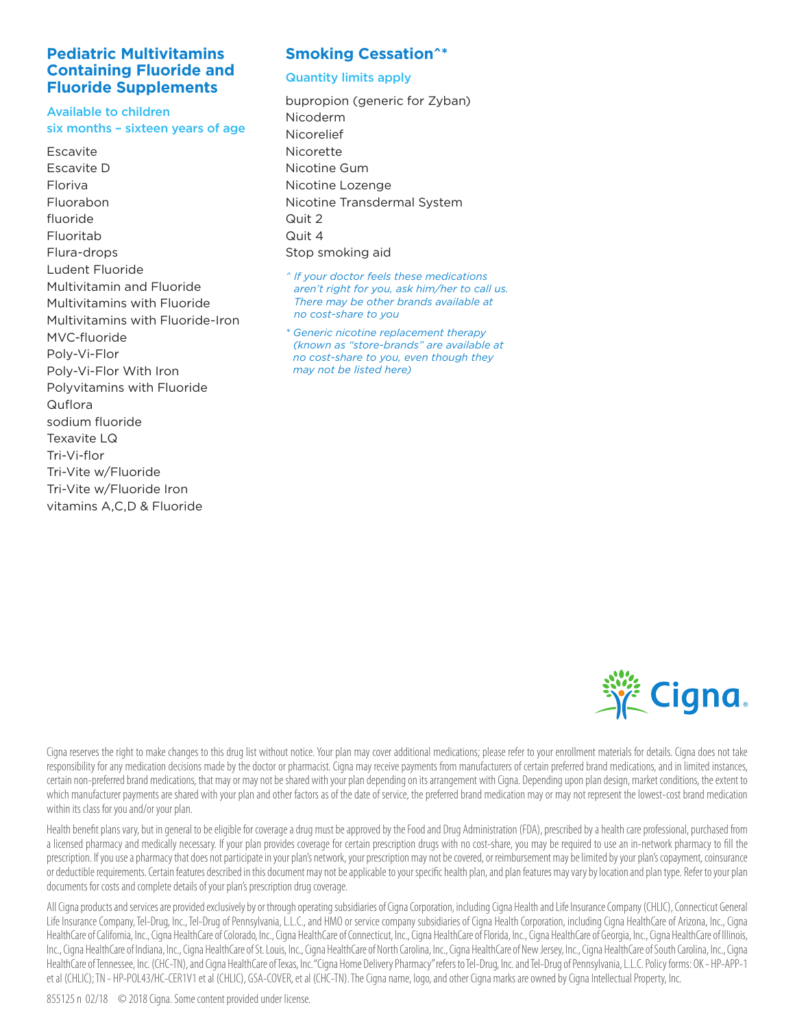## Pediatric Multivitamins Containing Fluoride and Fluoride Supplements

### Available to children six months – sixteen years of age

Escavite
Escavite D
Floriva
Fluorabon
fluoride
Fluoritab
Flura-drops
Ludent Fluoride
Multivitamin and Fluoride
Multivitamins with Fluoride
Multivitamins with Fluoride-Iron
MVC-fluoride
Poly-Vi-Flor
Poly-Vi-Flor With Iron
Polyvitamins with Fluoride
Quflora
sodium fluoride
Texavite LQ
Tri-Vi-flor
Tri-Vite w/Fluoride
Tri-Vite w/Fluoride Iron
vitamins A,C,D & Fluoride

## Smoking Cessation^*

### Quantity limits apply

bupropion (generic for Zyban)
Nicoderm
Nicorelief
Nicorette
Nicotine Gum
Nicotine Lozenge
Nicotine Transdermal System
Quit 2
Quit 4
Stop smoking aid

*^ If your doctor feels these medications aren't right for you, ask him/her to call us. There may be other brands available at no cost-share to you*

*\* Generic nicotine replacement therapy (known as "store-brands" are available at no cost-share to you, even though they may not be listed here)*

Cigna

Cigna reserves the right to make changes to this drug list without notice. Your plan may cover additional medications; please refer to your enrollment materials for details. Cigna does not take responsibility for any medication decisions made by the doctor or pharmacist. Cigna may receive payments from manufacturers of certain preferred brand medications, and in limited instances, certain non-preferred brand medications, that may or may not be shared with your plan depending on its arrangement with Cigna. Depending upon plan design, market conditions, the extent to which manufacturer payments are shared with your plan and other factors as of the date of service, the preferred brand medication may or may not represent the lowest-cost brand medication within its class for you and/or your plan.

Health benefit plans vary, but in general to be eligible for coverage a drug must be approved by the Food and Drug Administration (FDA), prescribed by a health care professional, purchased from a licensed pharmacy and medically necessary. If your plan provides coverage for certain prescription drugs with no cost-share, you may be required to use an in-network pharmacy to fill the prescription. If you use a pharmacy that does not participate in your plan's network, your prescription may not be covered, or reimbursement may be limited by your plan's copayment, coinsurance or deductible requirements. Certain features described in this document may not be applicable to your specific health plan, and plan features may vary by location and plan type. Refer to your plan documents for costs and complete details of your plan's prescription drug coverage.

All Cigna products and services are provided exclusively by or through operating subsidiaries of Cigna Corporation, including Cigna Health and Life Insurance Company (CHLIC), Connecticut General Life Insurance Company, Tel-Drug, Inc., Tel-Drug of Pennsylvania, L.L.C., and HMO or service company subsidiaries of Cigna Health Corporation, including Cigna HealthCare of Arizona, Inc., Cigna HealthCare of California, Inc., Cigna HealthCare of Colorado, Inc., Cigna HealthCare of Connecticut, Inc., Cigna HealthCare of Florida, Inc., Cigna HealthCare of Georgia, Inc., Cigna HealthCare of Illinois, Inc., Cigna HealthCare of Indiana, Inc., Cigna HealthCare of St. Louis, Inc., Cigna HealthCare of North Carolina, Inc., Cigna HealthCare of New Jersey, Inc., Cigna HealthCare of South Carolina, Inc., Cigna HealthCare of Tennessee, Inc. (CHC-TN), and Cigna HealthCare of Texas, Inc. "Cigna Home Delivery Pharmacy" refers to Tel-Drug, Inc. and Tel-Drug of Pennsylvania, L.L.C. Policy forms: OK - HP-APP-1 et al (CHLIC); TN - HP-POL43/HC-CER1V1 et al (CHLIC), GSA-COVER, et al (CHC-TN). The Cigna name, logo, and other Cigna marks are owned by Cigna Intellectual Property, Inc.

855125 n 02/18 © 2018 Cigna. Some content provided under license.